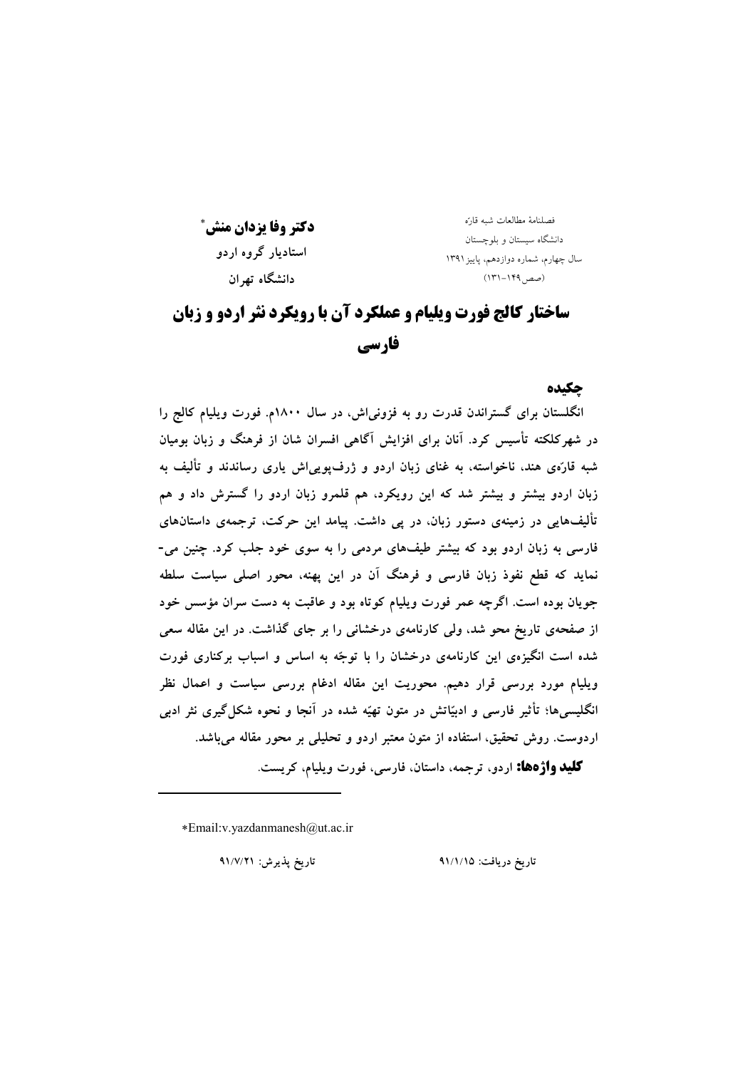فصلنامۀ مطالعات شبه قارّه
دانشگاه سیستان و بلوچستان
سال چهارم، شماره دوازدهم، پاییز ۱۳۹۱
(صص ۱۴۹-۱۳۱)

**دکتر وفا یزدان منش**[*]
**استادیار گروه اردو**
**دانشگاه تهران**

# ساختار کالج فورت ویلیام و عملکرد آن با رویکرد نثر اردو و زبان فارسی

## چکیده

انگلستان برای گستراندن قدرت رو به فزونی‌اش، در سال ۱۸۰۰م. فورت ویلیام کالج را در شهرکلکته تأسیس کرد. آنان برای افزایش آگاهی افسران شان از فرهنگ و زبان بومیان شبه قارّه‌ی هند، ناخواسته، به غنای زبان اردو و ژرف‌پویی‌اش یاری رساندند و تألیف به زبان اردو بیشتر و بیشتر شد که این رویکرد، هم قلمرو زبان اردو را گسترش داد و هم تألیف‌هایی در زمینه‌ی دستور زبان، در پی داشت. پیامد این حرکت، ترجمه‌ی داستان‌های فارسی به زبان اردو بود که بیشتر طیف‌های مردمی را به سوی خود جلب کرد. چنین می‌نماید که قطع نفوذ زبان فارسی و فرهنگ آن در این پهنه، محور اصلی سیاست سلطه جویان بوده است. اگرچه عمر فورت ویلیام کوتاه بود و عاقبت به دست سران مؤسس خود از صفحه‌ی تاریخ محو شد، ولی کارنامه‌ی درخشانی را بر جای گذاشت. در این مقاله سعی شده است انگیزه‌ی این کارنامه‌ی درخشان را با توجّه به اساس و اسباب برکناری فورت ویلیام مورد بررسی قرار دهیم. محوریت این مقاله ادغام بررسی سیاست و اعمال نظر انگلیسی‌ها؛ تأثیر فارسی و ادبیّاتش در متون تهیّه شده در آنجا و نحوه شکل‌گیری نثر ادبی اردوست. روش تحقیق، استفاده از متون معتبر اردو و تحلیلی بر محور مقاله می‌باشد.

**کلید واژه‌ها:** اردو، ترجمه، داستان، فارسی، فورت ویلیام، کریست.

---

*Email:v.yazdanmanesh@ut.ac.ir

تاریخ دریافت: ۹۱/۱/۱۵ تاریخ پذیرش: ۹۱/۷/۲۱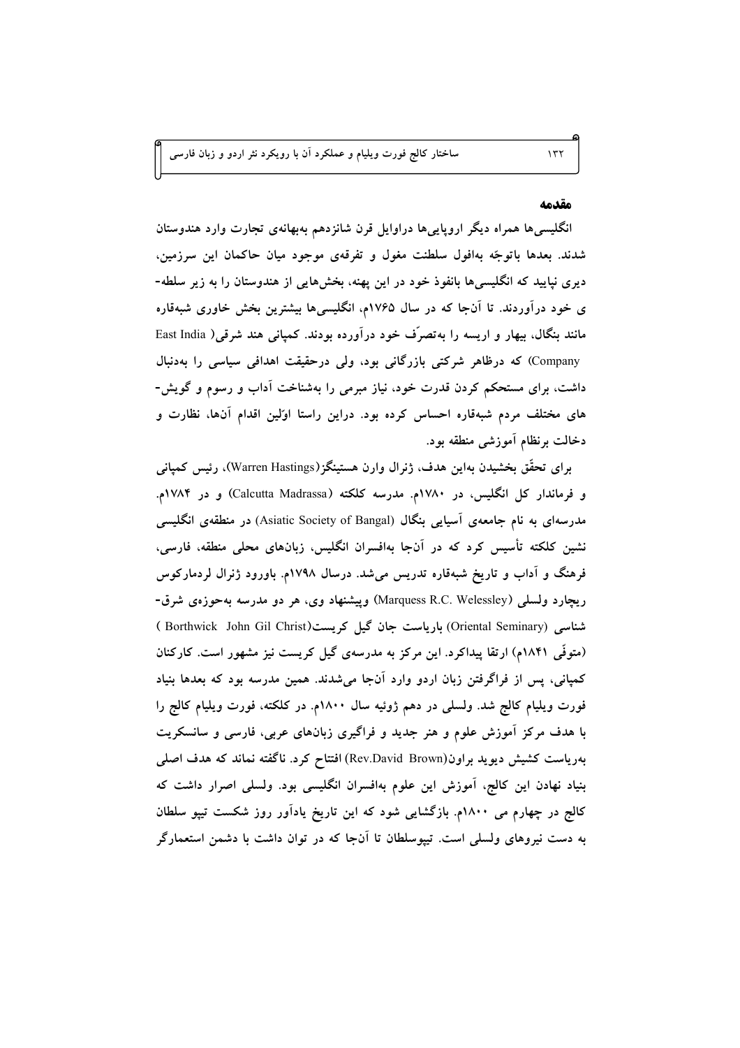## مقدمه

انگلیسی‌ها همراه دیگر اروپایی‌ها دراوایل قرن شانزدهم به‌بهانه‌ی تجارت وارد هندوستان شدند. بعدها باتوجّه به‌افول سلطنت مغول و تفرقه‌ی موجود میان حاکمان این سرزمین، دیری نپایید که انگلیسی‌ها بانفوذ خود در این پهنه، بخش‌هایی از هندوستان را به زیر سلطه‌ی خود درآوردند. تا آن‌جا که در سال ۱۷۶۵م، انگلیسی‌ها بیشترین بخش خاوری شبه‌قاره مانند بنگال، بیهار و اریسه را به‌تصرّف خود درآورده بودند. کمپانی هند شرقی( East India Company) که درظاهر شرکتی بازرگانی بود، ولی درحقیقت اهدافی سیاسی را به‌دنبال داشت، برای مستحکم کردن قدرت خود، نیاز مبرمی را به‌شناخت آداب و رسوم و گویش‌های مختلف مردم شبه‌قاره احساس کرده بود. دراین راستا اوّلین اقدام آن‌ها، نظارت و دخالت برنظام آموزشی منطقه بود.

برای تحقّق بخشیدن به‌این هدف، ژنرال وارن هستینگز(Warren Hastings)، رئیس کمپانی و فرماندار کل انگلیس، در ۱۷۸۰م. مدرسه کلکته (Calcutta Madrassa) و در ۱۷۸۴م. مدرسه‌ای به نام جامعه‌ی آسیایی بنگال (Asiatic Society of Bangal) در منطقه‌ی انگلیسی نشین کلکته تأسیس کرد که در آن‌جا به‌افسران انگلیس، زبان‌های محلی منطقه، فارسی، فرهنگ و آداب و تاریخ شبه‌قاره تدریس می‌شد. درسال ۱۷۹۸م. باورود ژنرال لردمارکوس ریچارد ولسلی (Marquess R.C. Welessley) وپیشنهاد وی، هر دو مدرسه به‌حوزه‌ی شرق‌شناسی (Oriental Seminary) باریاست جان گیل کریست( Borthwick John Gil Christ) (متوفّی ۱۸۴۱م) ارتقا پیداکرد. این مرکز به مدرسه‌ی گیل کریست نیز مشهور است. کارکنان کمپانی، پس از فراگرفتن زبان اردو وارد آن‌جا می‌شدند. همین مدرسه بود که بعدها بنیاد فورت ویلیام کالج شد. ولسلی در دهم ژوئیه سال ۱۸۰۰م. در کلکته، فورت ویلیام کالج را با هدف مرکز آموزش علوم و هنر جدید و فراگیری زبان‌های عربی، فارسی و سانسکریت به‌ریاست کشیش دیوید براون(Rev.David Brown) افتتاح کرد. ناگفته نماند که هدف اصلی بنیاد نهادن این کالج، آموزش این علوم به‌افسران انگلیسی بود. ولسلی اصرار داشت که کالج در چهارم می ۱۸۰۰م. بازگشایی شود که این تاریخ یادآور روز شکست تیپو سلطان به دست نیروهای ولسلی است. تیپوسلطان تا آن‌جا که در توان داشت با دشمن استعمارگر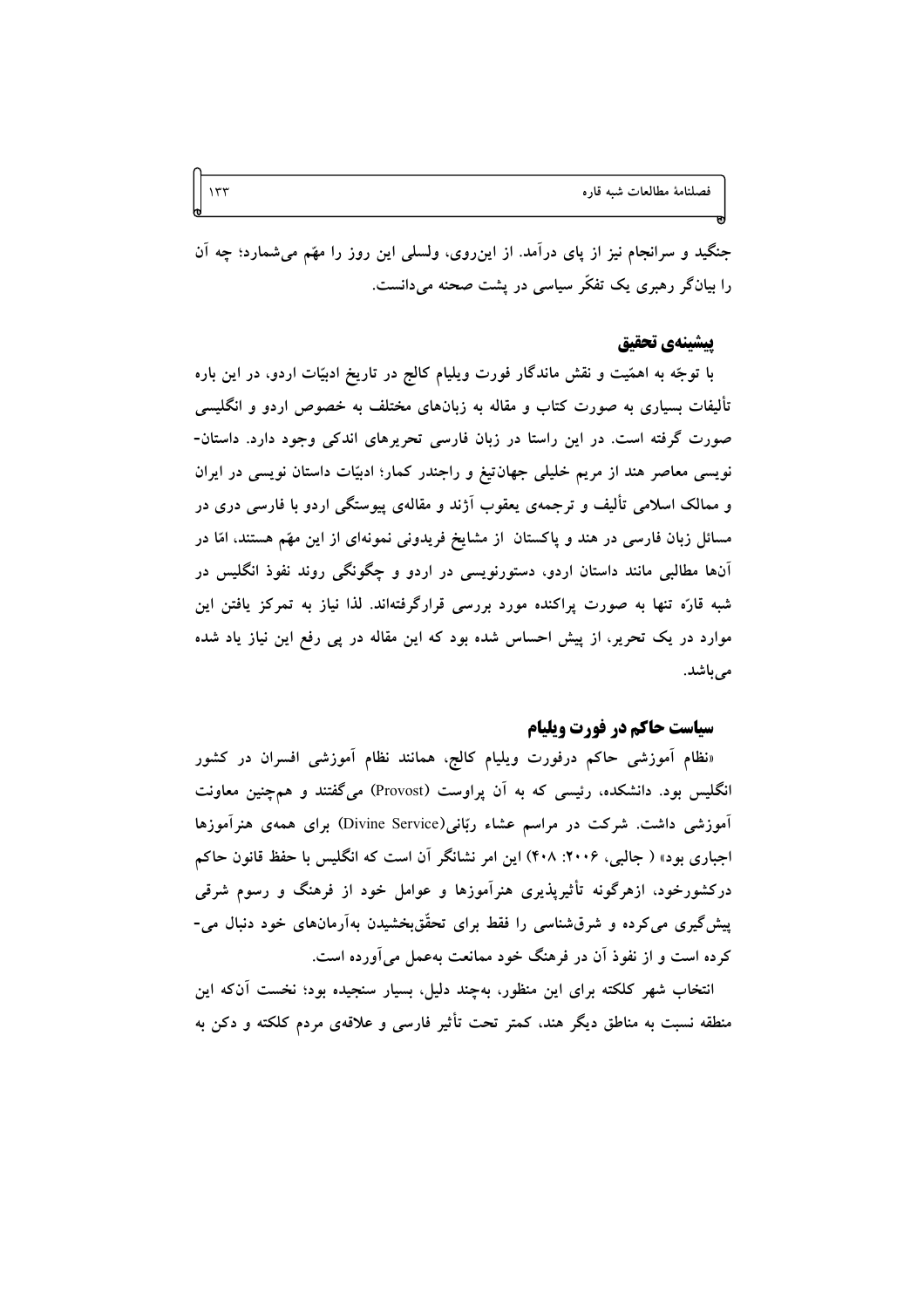جنگید و سرانجام نیز از پای درآمد. از این‌روی، ولسلی این روز را مهّم می‌شمارد؛ چه آن را بیانگر رهبری یک تفکّر سیاسی در پشت صحنه می‌دانست.

## پیشینه‌ی تحقیق

با توجّه به اهمّیت و نقش ماندگار فورت ویلیام کالج در تاریخ ادبیّات اردو، در این باره تألیفات بسیاری به صورت کتاب و مقاله به زبان‌های مختلف به خصوص اردو و انگلیسی صورت گرفته است. در این راستا در زبان فارسی تحریرهای اندکی وجود دارد. داستان‌نویسی معاصر هند از مریم خلیلی جهان‌تیغ و راجندر کمار؛ ادبیّات داستان نویسی در ایران و ممالک اسلامی تألیف و ترجمه‌ی یعقوب آژند و مقاله‌ی پیوستگی اردو با فارسی دری در مسائل زبان فارسی در هند و پاکستان از مشایخ فریدونی نمونه‌ای از این مهّم هستند، امّا در آن‌ها مطالبی مانند داستان اردو، دستورنویسی در اردو و چگونگی روند نفوذ انگلیس در شبه قارّه تنها به صورت پراکنده مورد بررسی قرارگرفته‌اند. لذا نیاز به تمرکز یافتن این موارد در یک تحریر، از پیش احساس شده بود که این مقاله در پی رفع این نیاز یاد شده می‌باشد.

## سیاست حاکم در فورت ویلیام

«نظام آموزشی حاکم درفورت ویلیام کالج، همانند نظام آموزشی افسران در کشور انگلیس بود. دانشکده، رئیسی که به آن پراوست (Provost) می‌گفتند و هم‌چنین معاونت آموزشی داشت. شرکت در مراسم عشاء ربّانی(Divine Service) برای همه‌ی هنرآموزها اجباری بود» ( جالبی، ۲۰۰۶: ۴۰۸) این امر نشانگر آن است که انگلیس با حفظ قانون حاکم درکشورخود، ازهرگونه تأثیرپذیری هنرآموزها و عوامل خود از فرهنگ و رسوم شرقی پیش‌گیری می‌کرده و شرق‌شناسی را فقط برای تحقّق‌بخشیدن به‌آرمان‌های خود دنبال می‌کرده است و از نفوذ آن در فرهنگ خود ممانعت به‌عمل می‌آورده است.

انتخاب شهر کلکته برای این منظور، به‌چند دلیل، بسیار سنجیده بود؛ نخست آن‌که این منطقه نسبت به مناطق دیگر هند، کمتر تحت تأثیر فارسی و علاقه‌ی مردم کلکته و دکن به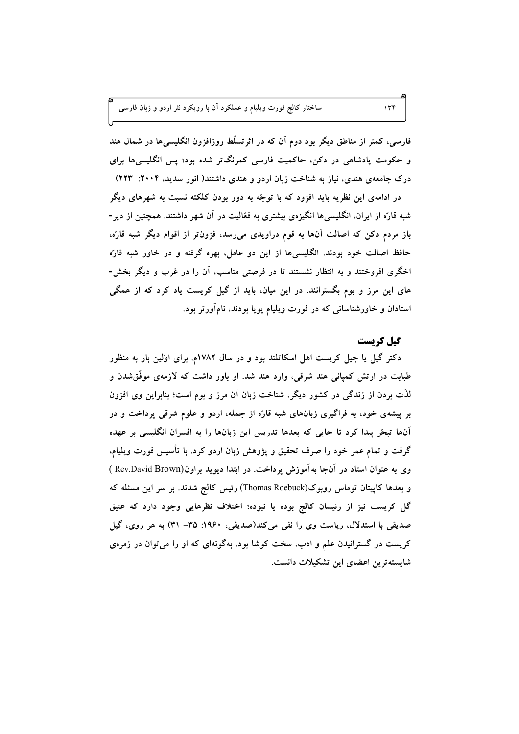فارسی، کمتر از مناطق دیگر بود دوم آن که در اثرتسلّط روزافزون انگلیسی‌ها در شمال هند و حکومت پادشاهی در دکن، حاکمیت فارسی کمرنگ‌تر شده بود؛ پس انگلیسی‌ها برای درک جامعه‌ی هندی، نیاز به شناخت زبان اردو و هندی داشتند( انور سدید، ۲۰۰۴: ۲۲۳)

در ادامه‌ی این نظریه باید افزود که با توجّه به دور بودن کلکته نسبت به شهرهای دیگر شبه قارّه از ایران، انگلیسی‌ها انگیزه‌ی بیشتری به فعّالیت در آن شهر داشتند. همچنین از دیر-باز مردم دکن که اصالت آن‌ها به قوم دراویدی می‌رسد، فزون‌تر از اقوام دیگر شبه قارّه، حافظ اصالت خود بودند. انگلیسی‌ها از این دو عامل، بهره گرفته و در خاور شبه قارّه اخگری افروختند و به انتظار نشستند تا در فرصتی مناسب، آن را در غرب و دیگر بخش-های این مرز و بوم بگسترانند. در این میان، باید از گیل کریست یاد کرد که از همگی استادان و خاورشناسانی که در فورت ویلیام پویا بودند، نام‌آورتر بود.

## گیل کریست

دکتر گیل یا جیل کریست اهل اسکاتلند بود و در سال ۱۷۸۲م. برای اوّلین بار به منظور طبابت در ارتش کمپانی هند شرقی، وارد هند شد. او باور داشت که لازمه‌ی موفّق‌شدن و لذّت بردن از زندگی در کشور دیگر، شناخت زبان آن مرز و بوم است؛ بنابراین وی افزون بر پیشه‌ی خود، به فراگیری زبان‌های شبه قارّه از جمله، اردو و علوم شرقی پرداخت و در آن‌ها تبحّر پیدا کرد تا جایی که بعدها تدریس این زبان‌ها را به افسران انگلیسی بر عهده گرفت و تمام عمر خود را صرف تحقیق و پژوهش زبان اردو کرد. با تأسیس فورت ویلیام، وی به عنوان استاد در آن‌جا به‌آموزش پرداخت. در ابتدا دیوید براون(Rev.David Brown ) و بعدها کاپیتان توماس روبوک(Thomas Roebuck) رئیس کالج شدند. بر سر این مسئله که گل کریست نیز از رئیسان کالج بوده یا نبوده؛ اختلاف نظرهایی وجود دارد که عتیق صدیقی با استدلال، ریاست وی را نفی می‌کند(صدیقی، ۱۹۶۰: ۳۵- ۳۱) به هر روی، گیل کریست در گسترانیدن علم و ادب، سخت کوشا بود. به‌گونه‌ای که او را می‌توان در زمره‌ی شایسته‌ترین اعضای این تشکیلات دانست.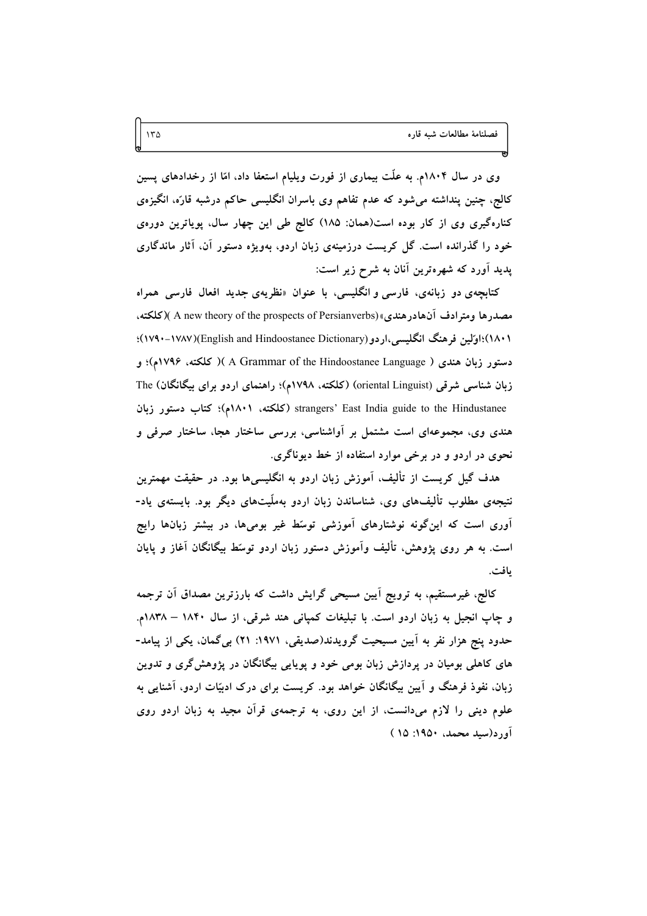وی در سال ۱۸۰۴م. به علّت بیماری از فورت ویلیام استعفا داد، امّا از رخدادهای پسین کالج، چنین پنداشته می‌شود که عدم تفاهم وی باسران انگلیسی حاکم درشبه قارّه، انگیزه‌ی کناره‌گیری وی از کار بوده است(همان: ۱۸۵) کالج طی این چهار سال، پویاترین دوره‌ی خود را گذرانده است. گل کریست درزمینه‌ی زبان اردو، به‌ویژه دستور آن، آثار ماندگاری پدید آورد که شهره‌ترین آنان به شرح زیر است:

کتابچه‌ی دو زبانه‌ی، فارسی و انگلیسی، با عنوان «نظریه‌ی جدید افعال فارسی همراه مصدرها ومترادف آن‌هادرهندی»(A new theory of the prospects of Persianverbs )(کلکته، ۱۸۰۱)؛اوّلین فرهنگ انگلیسی،اردو(English and Hindoostanee Dictionary)(۱۷۸۷-۱۷۹۰)؛ دستور زبان هندی ( A Grammar of the Hindoostanee Language )( کلکته، ۱۷۹۶م)؛ و زبان شناسی شرقی (oriental Linguist) (کلکته، ۱۷۹۸م)؛ راهنمای اردو برای بیگانگان) The strangers' East India guide to the Hindustanee (کلکته، ۱۸۰۱م)؛ کتاب دستور زبان هندی وی، مجموعه‌ای است مشتمل بر آواشناسی، بررسی ساختار هجا، ساختار صرفی و نحوی در اردو و در برخی موارد استفاده از خط دیوناگری.

هدف گیل کریست از تألیف، آموزش زبان اردو به انگلیسی‌ها بود. در حقیقت مهمترین نتیجه‌ی مطلوب تألیف‌های وی، شناساندن زبان اردو به‌ملّیت‌های دیگر بود. بایسته‌ی یاد-آوری است که این‌گونه نوشتارهای آموزشی توسّط غیر بومی‌ها، در بیشتر زبان‌ها رایج است. به هر روی پژوهش، تألیف وآموزش دستور زبان اردو توسّط بیگانگان آغاز و پایان یافت.

کالج، غیرمستقیم، به ترویج آیین مسیحی گرایش داشت که بارزترین مصداق آن ترجمه و چاپ انجیل به زبان اردو است. با تبلیغات کمپانی هند شرقی، از سال ۱۸۴۰ – ۱۸۳۸م. حدود پنج هزار نفر به آیین مسیحیت گرویدند(صدیقی، ۱۹۷۱: ۲۱) بی‌گمان، یکی از پیامد-های کاهلی بومیان در پردازش زبان بومی خود و پویایی بیگانگان در پژوهش‌گری و تدوین زبان، نفوذ فرهنگ و آیین بیگانگان خواهد بود. کریست برای درک ادبیّات اردو، آشنایی به علوم دینی را لازم می‌دانست، از این روی، به ترجمه‌ی قرآن مجید به زبان اردو روی آورد(سید محمد، ۱۹۵۰: ۱۵ )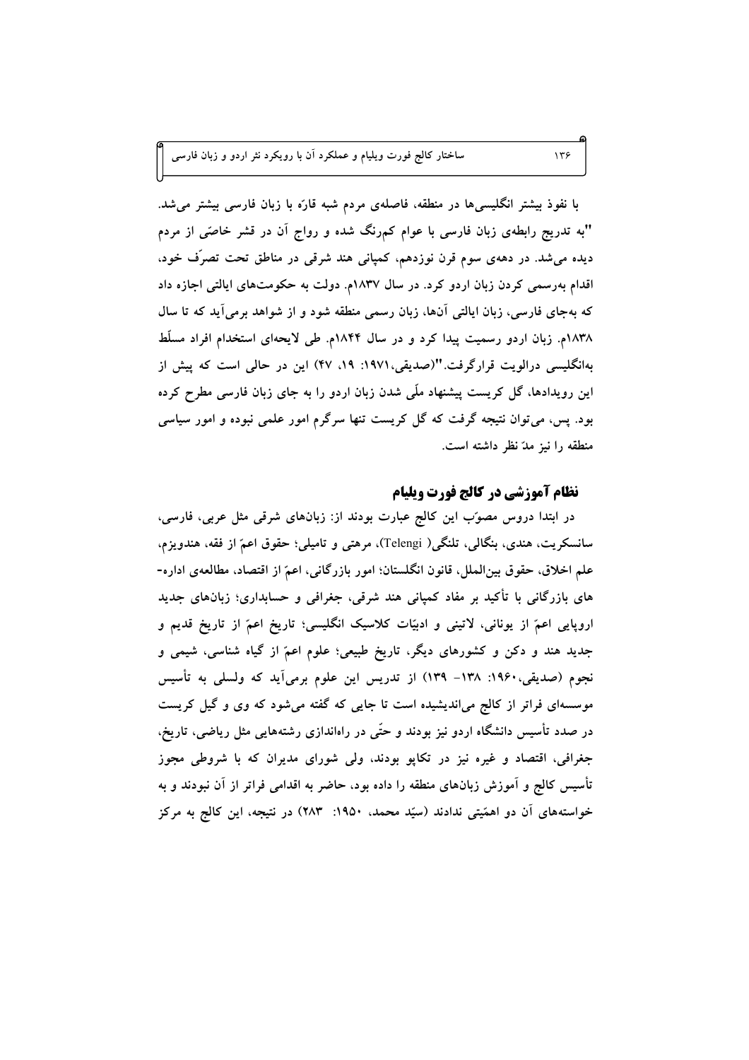با نفوذ بیشتر انگلیسی‌ها در منطقه، فاصله‌ی مردم شبه قارّه با زبان فارسی بیشتر می‌شد. "به تدریج رابطه‌ی زبان فارسی با عوام کم‌رنگ شده و رواج آن در قشر خاصّی از مردم دیده می‌شد. در دهه‌ی سوم قرن نوزدهم، کمپانی هند شرقی در مناطق تحت تصرّف خود، اقدام به‌رسمی کردن زبان اردو کرد. در سال ۱۸۳۷م. دولت به حکومت‌های ایالتی اجازه داد که به‌جای فارسی، زبان ایالتی آن‌ها، زبان رسمی منطقه شود و از شواهد برمی‌آید که تا سال ۱۸۳۸م. زبان اردو رسمیت پیدا کرد و در سال ۱۸۴۴م. طی لایحه‌ای استخدام افراد مسلّط به‌انگلیسی دراولویت قرارگرفت."(صدیقی،۱۹۷۱: ۱۹، ۴۷) این در حالی است که پیش از این رویدادها، گل کریست پیشنهاد ملّی شدن زبان اردو را به جای زبان فارسی مطرح کرده بود. پس، می‌توان نتیجه گرفت که گل کریست تنها سرگرم امور علمی نبوده و امور سیاسی منطقه را نیز مدّ نظر داشته است.

## نظام آموزشی در کالج فورت ویلیام

در ابتدا دروس مصوّب این کالج عبارت بودند از: زبان‌های شرقی مثل عربی، فارسی، سانسکریت، هندی، بنگالی، تلنگی( Telengi)، مرهتی و تامیلی؛ حقوق اعمّ از فقه، هندویزم، علم الاخلاق، حقوق بین‌الملل، قانون انگلستان؛ امور بازرگانی، اعمّ از اقتصاد، مطالعه‌ی اداره-های بازرگانی با تأکید بر مفاد کمپانی هند شرقی، جغرافی و حسابداری؛ زبان‌های جدید اروپایی اعمّ از یونانی، لاتینی و ادبیّات کلاسیک انگلیسی؛ تاریخ اعمّ از تاریخ قدیم و جدید هند و دکن و کشورهای دیگر، تاریخ طبیعی؛ علوم اعمّ از گیاه شناسی، شیمی و نجوم (صدیقی،۱۹۶۰: ۱۳۸- ۱۳۹) از تدریس این علوم برمی‌آید که ولسلی به تأسیس موسسه‌ای فراتر از کالج می‌اندیشیده است تا جایی که گفته می‌شود که وی و گیل کریست در صدد تأسیس دانشگاه اردو نیز بودند و حتّی در راه‌اندازی رشته‌هایی مثل ریاضی، تاریخ، جغرافی، اقتصاد و غیره نیز در تکاپو بودند، ولی شورای مدیران که با شروطی مجوز تأسیس کالج و آموزش زبان‌های منطقه را داده بود، حاضر به اقدامی فراتر از آن نبودند و به خواسته‌های آن دو اهمّیتی ندادند (سیّد محمد، ۱۹۵۰: ۲۸۳) در نتیجه، این کالج به مرکز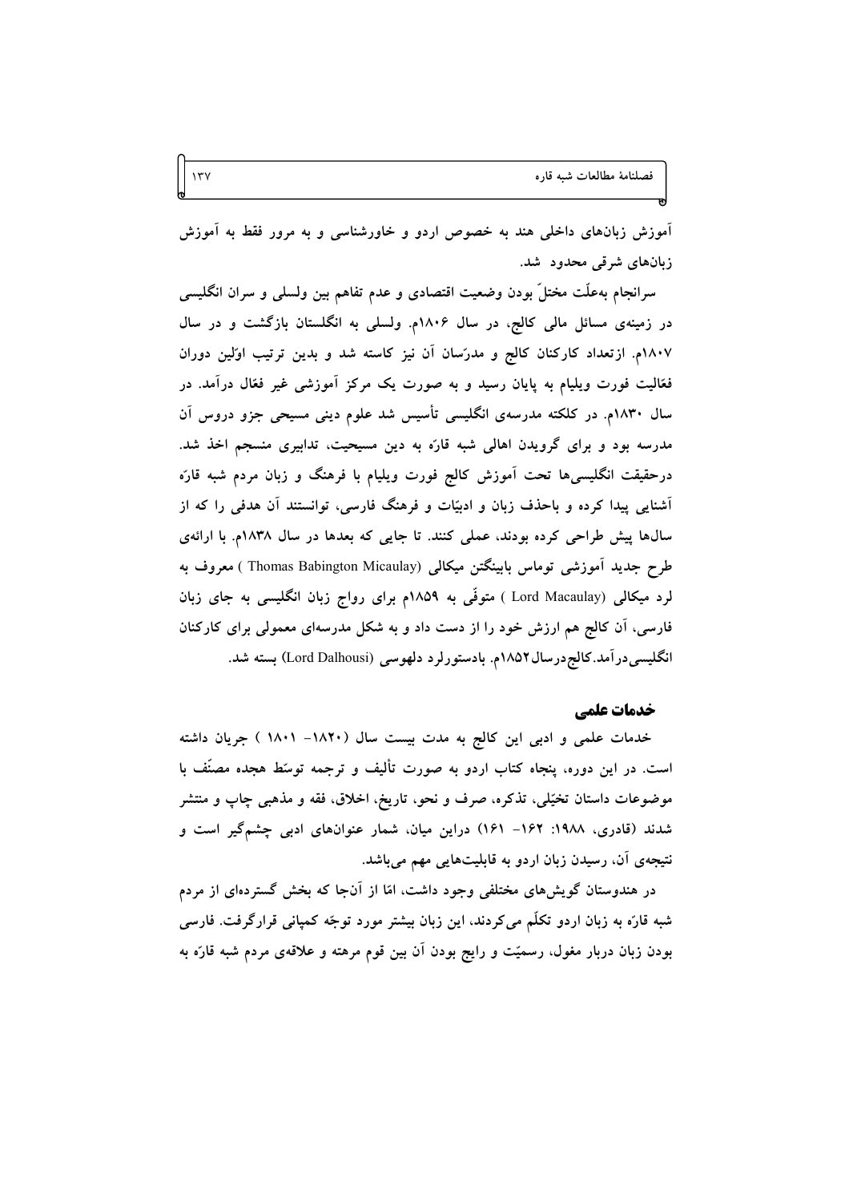آموزش زبان‌های داخلی هند به خصوص اردو و خاورشناسی و به مرور فقط به آموزش زبان‌های شرقی محدود شد.

سرانجام به‌علّت مختلّ بودن وضعیت اقتصادی و عدم تفاهم بین ولسلی و سران انگلیسی در زمینه‌ی مسائل مالی کالج، در سال ۱۸۰۶م. ولسلی به انگلستان بازگشت و در سال ۱۸۰۷م. ازتعداد کارکنان کالج و مدرّسان آن نیز کاسته شد و بدین ترتیب اوّلین دوران فعّالیت فورت ویلیام به پایان رسید و به صورت یک مرکز آموزشی غیر فعّال درآمد. در سال ۱۸۳۰م. در کلکته مدرسه‌ی انگلیسی تأسیس شد علوم دینی مسیحی جزو دروس آن مدرسه بود و برای گرویدن اهالی شبه قارّه به دین مسیحیت، تدابیری منسجم اخذ شد. درحقیقت انگلیسی‌ها تحت آموزش کالج فورت ویلیام با فرهنگ و زبان مردم شبه قارّه آشنایی پیدا کرده و باحذف زبان و ادبیّات و فرهنگ فارسی، توانستند آن هدفی را که از سال‌ها پیش طراحی کرده بودند، عملی کنند. تا جایی که بعدها در سال ۱۸۳۸م. با ارائه‌ی طرح جدید آموزشی توماس بابینگتن میکالی (Thomas Babington Micaulay ) معروف به لرد میکالی (Lord Macaulay ) متوفّی به ۱۸۵۹م برای رواج زبان انگلیسی به جای زبان فارسی، آن کالج هم ارزش خود را از دست داد و به شکل مدرسه‌ای معمولی برای کارکنان انگلیسی درآمد. کالج درسال ۱۸۵۲م. بادستورلرد دلهوسی (Lord Dalhousi) بسته شد.

### خدمات علمی

خدمات علمی و ادبی این کالج به مدت بیست سال (۱۸۲۰- ۱۸۰۱ ) جریان داشته است. در این دوره، پنجاه کتاب اردو به صورت تألیف و ترجمه توسّط هجده مصنّف با موضوعات داستان تخیّلی، تذکره، صرف و نحو، تاریخ، اخلاق، فقه و مذهبی چاپ و منتشر شدند (قادری، ۱۹۸۸: ۱۶۲- ۱۶۱) دراین میان، شمار عنوان‌های ادبی چشم‌گیر است و نتیجه‌ی آن، رسیدن زبان اردو به قابلیت‌هایی مهم می‌باشد.

در هندوستان گویش‌های مختلفی وجود داشت، امّا از آن‌جا که بخش گسترده‌ای از مردم شبه قارّه به زبان اردو تکلّم می‌کردند، این زبان بیشتر مورد توجّه کمپانی قرارگرفت. فارسی بودن زبان دربار مغول، رسمیّت و رایج بودن آن بین قوم مرهته و علاقه‌ی مردم شبه قارّه به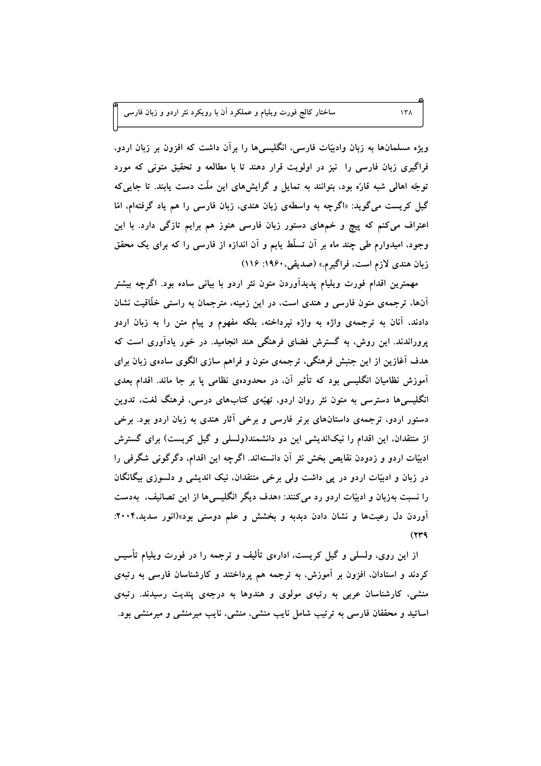ویژه مسلمان‌ها به زبان وادبیّات فارسی، انگلیسی‌ها را برآن داشت که افزون بر زبان اردو، فراگیری زبان فارسی را نیز در اولویت قرار دهند تا با مطالعه و تحقیق متونی که مورد توجّه اهالی شبه قارّه بود، بتوانند به تمایل و گرایش‌های این ملّت دست یابند. تا جایی‌که گیل کریست می‌گوید: «اگرچه به واسطه‌ی زبان هندی، زبان فارسی را هم یاد گرفته‌ام، امّا اعتراف می‌کنم که پیچ و خم‌های دستور زبان فارسی هنوز هم برایم تازگی دارد. با این وجود، امیدوارم طی چند ماه بر آن تسلّط یابم و آن اندازه از فارسی را که برای یک محقق زبان هندی لازم است، فراگیرم.» (صدیقی،۱۹۶۰: ۱۱۶)

مهمترین اقدام فورت ویلیام پدیدآوردن متون نثر اردو با بیانی ساده بود. اگرچه بیشتر آن‌ها، ترجمه‌ی متون فارسی و هندی است، در این زمینه، مترجمان به راستی خلّاقیت نشان دادند، آنان به ترجمه‌ی واژه به واژه نپرداخته، بلکه مفهوم و پیام متن را به زبان اردو پروراندند. این روش، به گسترش فضای فرهنگی هند انجامید. در خور یادآوری است که هدف آغازین از این جنبش فرهنگی، ترجمه‌ی متون و فراهم سازی الگوی ساده‌ی زبان برای آموزش نظامیان انگلیسی بود که تأثیر آن، در محدوده‌ی نظامی پا بر جا ماند. اقدام بعدی انگلیسی‌ها دسترسی به متون نثر روان اردو، تهیّه‌ی کتاب‌های درسی، فرهنگ لغت، تدوین دستور اردو، ترجمه‌ی داستان‌های برتر فارسی و برخی آثار هندی به زبان اردو بود. برخی از منتقدان، این اقدام را نیک‌اندیشی این دو دانشمند(ولسلی و گیل کریست) برای گسترش ادبیّات اردو و زدودن نقایص بخش نثر آن دانسته‌اند. اگرچه این اقدام، دگرگونی شگرفی را در زبان و ادبیّات اردو در پی داشت ولی برخی منتقدان، نیک اندیشی و دلسوزی بیگانگان را نسبت به‌زبان و ادبیّات اردو رد می‌کنند: «هدف دیگر انگلیسی‌ها از این تصانیف، به‌دست آوردن دل رعیت‌ها و نشان دادن دبدبه و بخشش و علم دوستی بود»(انور سدید،۲۰۰۴: ۲۳۹)

از این روی، ولسلی و گیل کریست، اداره‌ی تألیف و ترجمه را در فورت ویلیام تأسیس کردند و استادان، افزون بر آموزش، به ترجمه هم پرداختند و کارشناسان فارسی به رتبه‌ی منشی، کارشناسان عربی به رتبه‌ی مولوی و هندوها به درجه‌ی پندیت رسیدند. رتبه‌ی اساتید و محققان فارسی به ترتیب شامل نایب منشی، منشی، نایب میرمنشی و میرمنشی بود.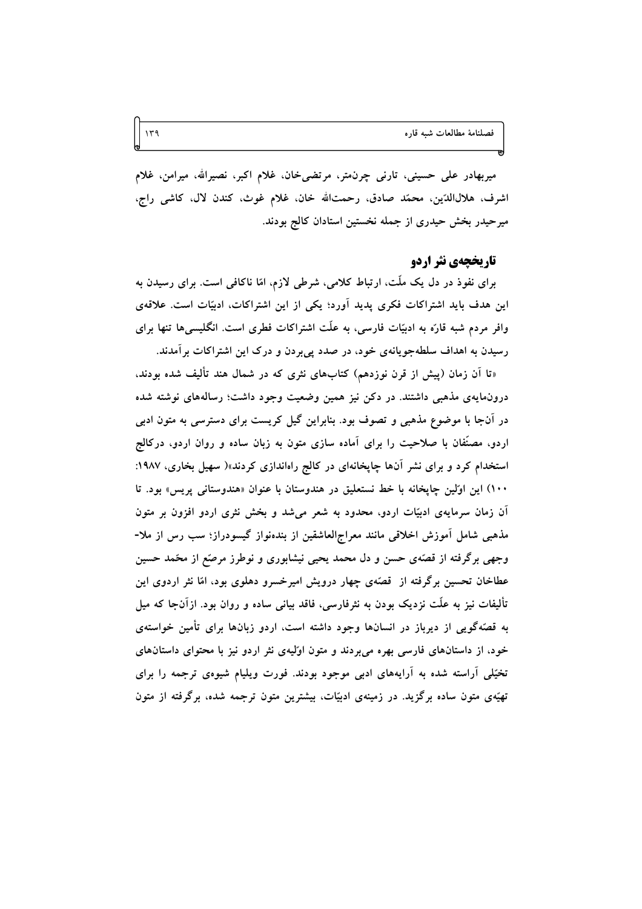میربهادر علی حسینی، تارنی چرن‌متر، مرتضی‌خان، غلام اکبر، نصیرالله، میرامن، غلام اشرف، هلال‌الدّین، محمّد صادق، رحمت‌الله خان، غلام غوث، کندن لال، کاشی راج، میرحیدر بخش حیدری از جمله نخستین استادان کالج بودند.

## تاریخچه‌ی نثر اردو

برای نفوذ در دل یک ملّت، ارتباط کلامی، شرطی لازم، امّا ناکافی است. برای رسیدن به این هدف باید اشتراکات فکری پدید آورد؛ یکی از این اشتراکات، ادبیّات است. علاقه‌ی وافر مردم شبه قارّه به ادبیّات فارسی، به علّت اشتراکات فطری است. انگلیسی‌ها تنها برای رسیدن به اهداف سلطه‌جویانه‌ی خود، در صدد پی‌بردن و درک این اشتراکات برآمدند.

«تا آن زمان (پیش از قرن نوزدهم) کتاب‌های نثری که در شمال هند تألیف شده بودند، درون‌مایه‌ی مذهبی داشتند. در دکن نیز همین وضعیت وجود داشت؛ رساله‌های نوشته شده در آن‌جا با موضوع مذهبی و تصوف بود. بنابراین گیل کریست برای دسترسی به متون ادبی اردو، مصنّفان با صلاحیت را برای آماده سازی متون به زبان ساده و روان اردو، درکالج استخدام کرد و برای نشر آن‌ها چاپخانه‌ای در کالج راه‌اندازی کردند»( سهیل بخاری، ۱۹۸۷: ۱۰۰) این اوّلین چاپخانه با خط نستعلیق در هندوستان با عنوان «هندوستانی پریس» بود. تا آن زمان سرمایه‌ی ادبیّات اردو، محدود به شعر می‌شد و بخش نثری اردو افزون بر متون مذهبی شامل آموزش اخلاقی مانند معراج‌العاشقین از بنده‌نواز گیسودراز؛ سب رس از ملا-وجهی برگرفته از قصّه‌ی حسن و دل محمد یحیی نیشابوری و نوطرز مرصّع از محمّد حسین عطاخان تحسین برگرفته از قصّه‌ی چهار درویش امیرخسرو دهلوی بود، امّا نثر اردوی این تألیفات نیز به علّت نزدیک بودن به نثرفارسی، فاقد بیانی ساده و روان بود. ازآن‌جا که میل به قصّه‌گویی از دیرباز در انسان‌ها وجود داشته است، اردو زبان‌ها برای تأمین خواسته‌ی خود، از داستان‌های فارسی بهره می‌بردند و متون اوّلیه‌ی نثر اردو نیز با محتوای داستان‌های تخیّلی آراسته شده به آرایه‌های ادبی موجود بودند. فورت ویلیام شیوه‌ی ترجمه را برای تهیّه‌ی متون ساده برگزید. در زمینه‌ی ادبیّات، بیشترین متون ترجمه شده، برگرفته از متون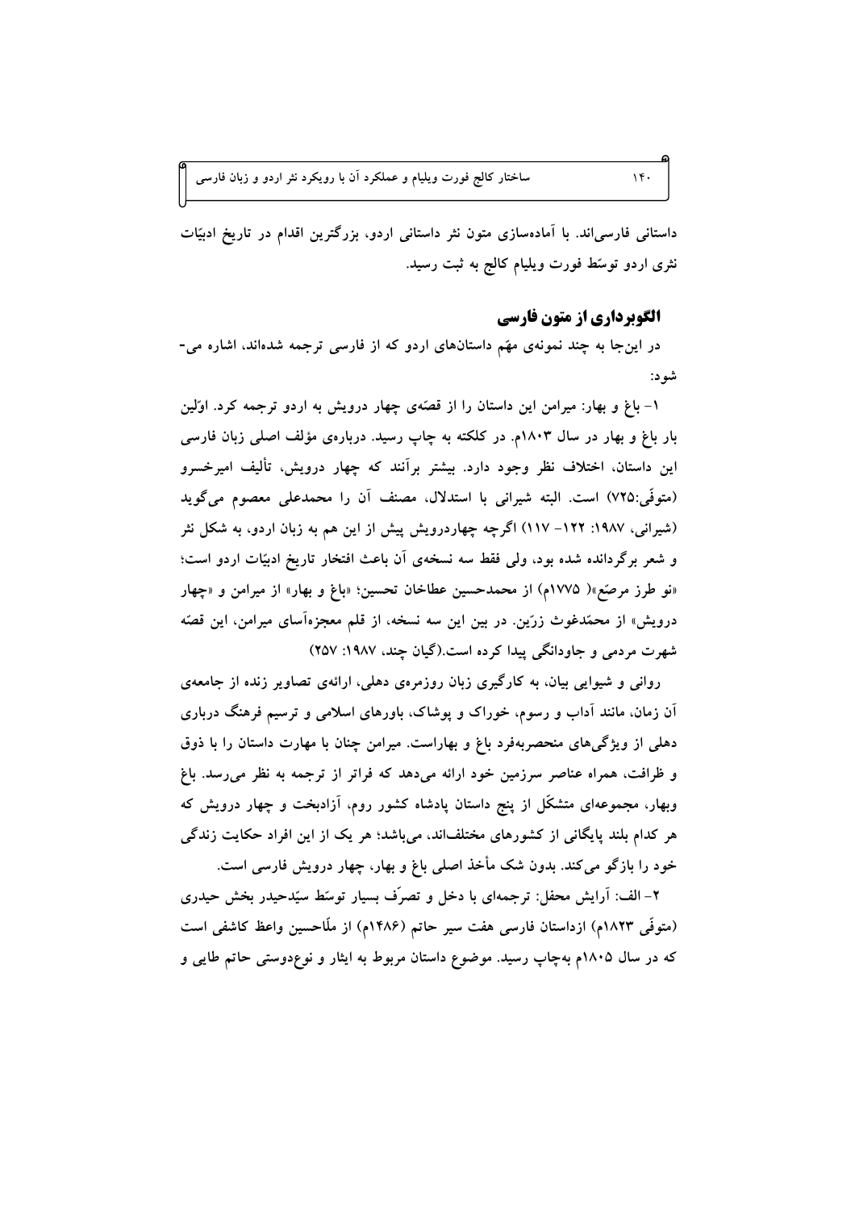داستانی فارسی‌اند. با آماده‌سازی متون نثر داستانی اردو، بزرگ‌ترین اقدام در تاریخ ادبیّات نثری اردو توسّط فورت ویلیام کالج به ثبت رسید.

## الگوبرداری از متون فارسی

در این‌جا به چند نمونه‌ی مهّم داستان‌های اردو که از فارسی ترجمه شده‌اند، اشاره می‌شود:

۱- باغ و بهار: میرامن این داستان را از قصّه‌ی چهار درویش به اردو ترجمه کرد. اوّلین بار باغ و بهار در سال ۱۸۰۳م. در کلکته به چاپ رسید. درباره‌ی مؤلف اصلی زبان فارسی این داستان، اختلاف نظر وجود دارد. بیشتر برآنند که چهار درویش، تألیف امیرخسرو (متوفّی:۷۲۵) است. البته شیرانی با استدلال، مصنف آن را محمدعلی معصوم می‌گوید (شیرانی، ۱۹۸۷: ۱۲۲- ۱۱۷) اگرچه چهاردرویش پیش از این هم به زبان اردو، به شکل نثر و شعر برگردانده شده بود، ولی فقط سه نسخه‌ی آن باعث افتخار تاریخ ادبیّات اردو است؛ «نو طرز مرصّع»( ۱۷۷۵م) از محمدحسین عطاخان تحسین؛ «باغ و بهار» از میرامن و «چهار درویش» از محمّدغوث زرّین. در بین این سه نسخه، از قلم معجزه‌آسای میرامن، این قصّه شهرت مردمی و جاودانگی پیدا کرده است.(گیان چند، ۱۹۸۷: ۲۵۷)

روانی و شیوایی بیان، به کارگیری زبان روزمره‌ی دهلی، ارائه‌ی تصاویر زنده از جامعه‌ی آن زمان، مانند آداب و رسوم، خوراک و پوشاک، باورهای اسلامی و ترسیم فرهنگ درباری دهلی از ویژگی‌های منحصربه‌فرد باغ و بهاراست. میرامن چنان با مهارت داستان را با ذوق و ظرافت، همراه عناصر سرزمین خود ارائه می‌دهد که فراتر از ترجمه به نظر می‌رسد. باغ وبهار، مجموعه‌ای متشکّل از پنج داستان پادشاه کشور روم، آزادبخت و چهار درویش که هر کدام بلند پایگانی از کشورهای مختلف‌اند، می‌باشد؛ هر یک از این افراد حکایت زندگی خود را بازگو می‌کند. بدون شک مأخذ اصلی باغ و بهار، چهار درویش فارسی است.

۲- الف: آرایش محفل: ترجمه‌ای با دخل و تصرّف بسیار توسّط سیّدحیدر بخش حیدری (متوفّی ۱۸۲۳م) ازداستان فارسی هفت سیر حاتم (۱۴۸۶م) از ملّاحسین واعظ کاشفی است که در سال ۱۸۰۵م به‌چاپ رسید. موضوع داستان مربوط به ایثار و نوع‌دوستی حاتم طایی و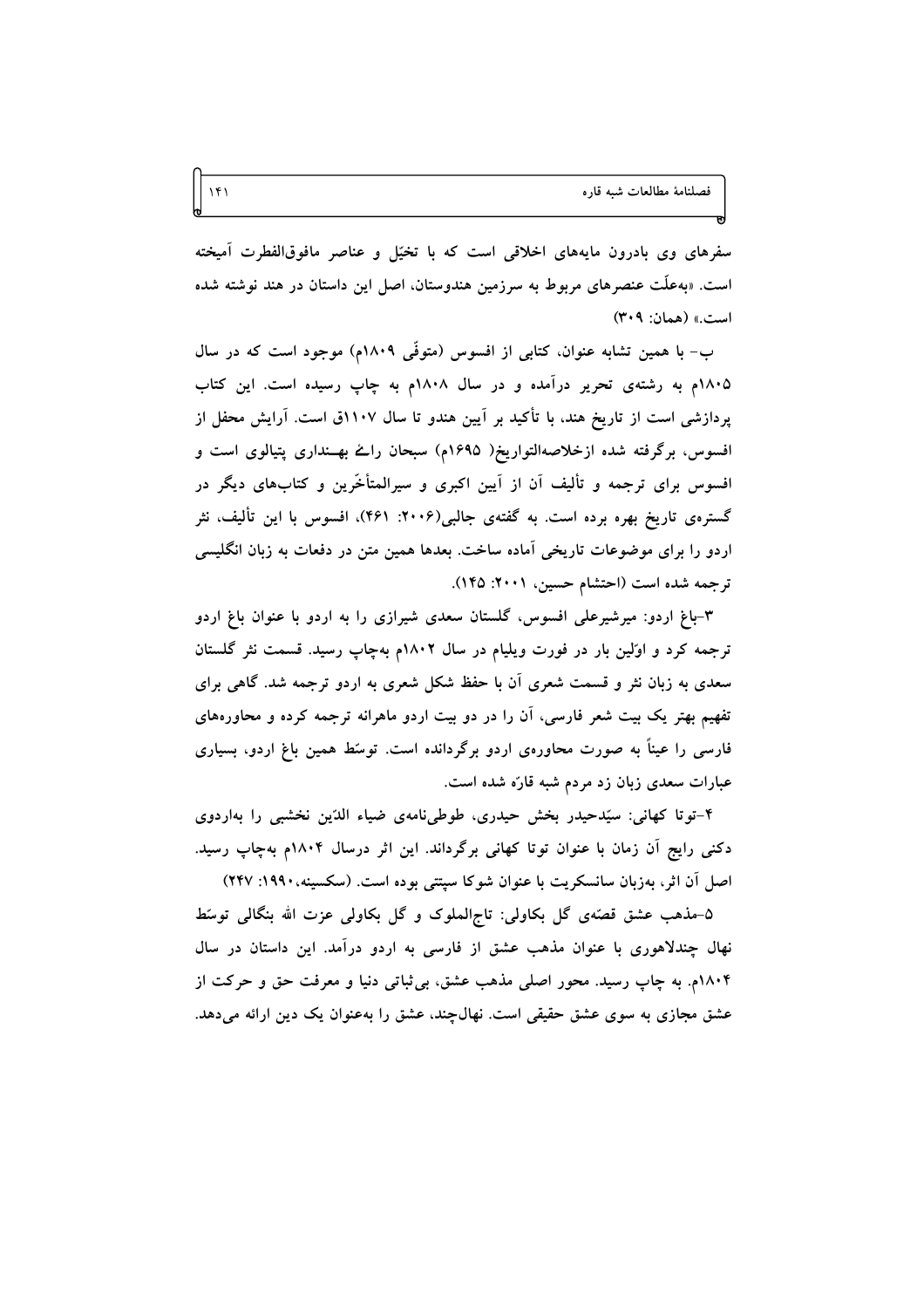سفرهای وی بادرون مایه‌های اخلاقی است که با تخیّل و عناصر مافوق‌الفطرت آمیخته است. «به‌علّت عنصرهای مربوط به سرزمین هندوستان، اصل این داستان در هند نوشته شده است.» (همان: ۳۰۹)

ب- با همین تشابه عنوان، کتابی از افسوس (متوفّی ۱۸۰۹م) موجود است که در سال ۱۸۰۵م به رشته‌ی تحریر درآمده و در سال ۱۸۰۸م به چاپ رسیده است. این کتاب پردازشی است از تاریخ هند، با تأکید بر آیین هندو تا سال ۱۱۰۷ق است. آرایش محفل از افسوس، برگرفته شده ازخلاصه‌التواریخ( ۱۶۹۵م) سبحان رائے بهـنداری پتیالوی است و افسوس برای ترجمه و تألیف آن از آیین اکبری و سیرالمتأخّرین و کتاب‌های دیگر در گستره‌ی تاریخ بهره برده است. به گفته‌ی جالبی(۲۰۰۶: ۴۶۱)، افسوس با این تألیف، نثر اردو را برای موضوعات تاریخی آماده ساخت. بعدها همین متن در دفعات به زبان انگلیسی ترجمه شده است (احتشام حسین، ۲۰۰۱: ۱۴۵).

۳-باغ اردو: میرشیرعلی افسوس، گلستان سعدی شیرازی را به اردو با عنوان باغ اردو ترجمه کرد و اوّلین بار در فورت ویلیام در سال ۱۸۰۲م به‌چاپ رسید. قسمت نثر گلستان سعدی به زبان نثر و قسمت شعری آن با حفظ شکل شعری به اردو ترجمه شد. گاهی برای تفهیم بهتر یک بیت شعر فارسی، آن را در دو بیت اردو ماهرانه ترجمه کرده و محاوره‌های فارسی را عیناً به صورت محاوره‌ی اردو برگردانده است. توسّط همین باغ اردو، بسیاری عبارات سعدی زبان زد مردم شبه قارّه شده است.

۴-توتا کهانی: سیّدحیدر بخش حیدری، طوطی‌نامه‌ی ضیاء الدّین نخشبی را به‌اردوی دکنی رایج آن زمان با عنوان توتا کهانی برگرداند. این اثر درسال ۱۸۰۴م به‌چاپ رسید. اصل آن اثر، به‌زبان سانسکریت با عنوان شوکا سپتتی بوده است. (سکسینه،۱۹۹۰: ۲۴۷)

۵-مذهب عشق قصّه‌ی گل بکاولی: تاج‌الملوک و گل بکاولی عزت الله بنگالی توسّط نهال چندلاهوری با عنوان مذهب عشق از فارسی به اردو درآمد. این داستان در سال ۱۸۰۴م. به چاپ رسید. محور اصلی مذهب عشق، بی‌ثباتی دنیا و معرفت حق و حرکت از عشق مجازی به سوی عشق حقیقی است. نهال‌چند، عشق را به‌عنوان یک دین ارائه می‌دهد.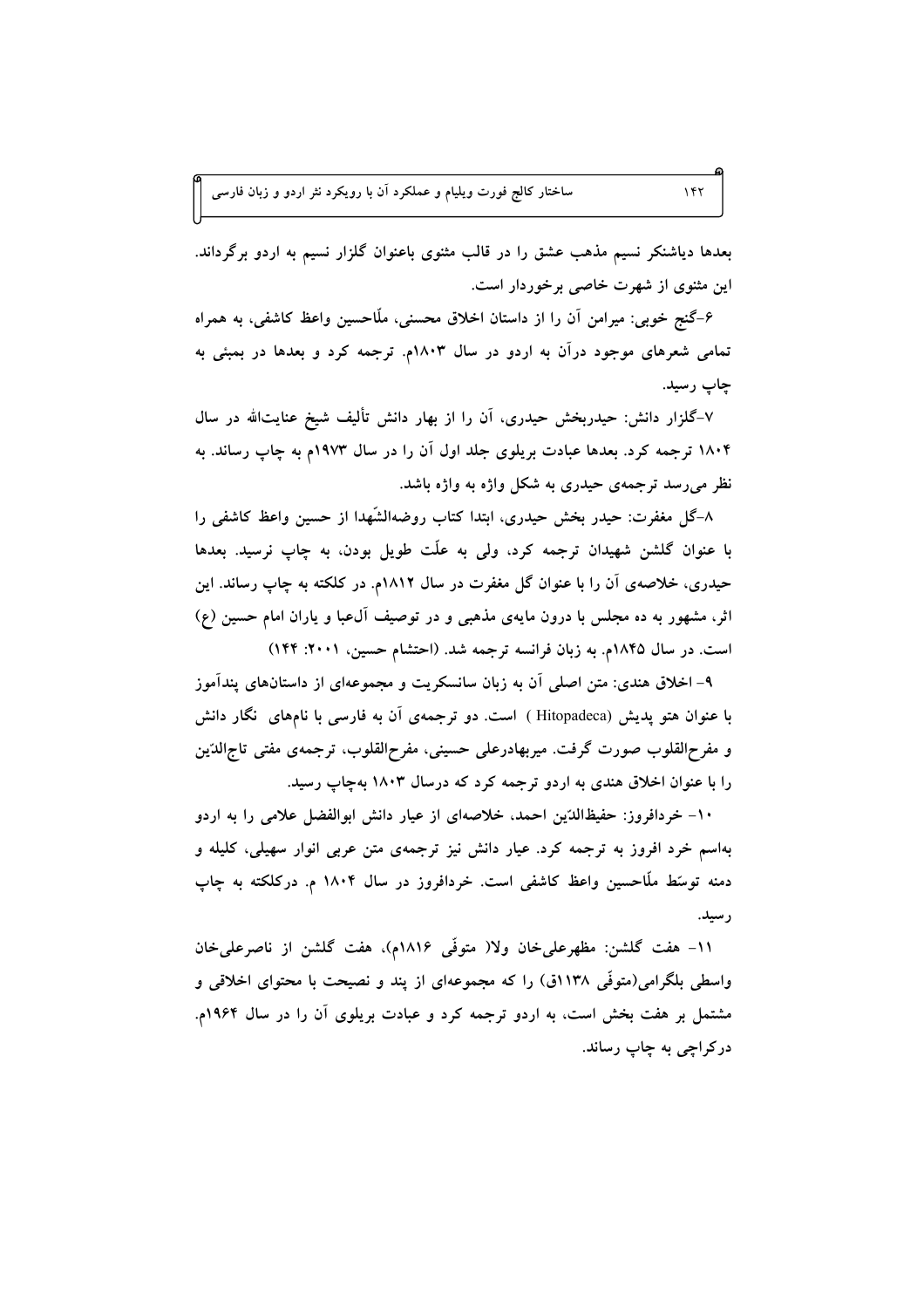بعدها دیاشنکر نسیم مذهب عشق را در قالب مثنوی باعنوان گلزار نسیم به اردو برگرداند. این مثنوی از شهرت خاصی برخوردار است.

۶-گنج خوبی: میرامن آن را از داستان اخلاق محسنی، ملّاحسین واعظ کاشفی، به همراه تمامی شعرهای موجود درآن به اردو در سال ۱۸۰۳م. ترجمه کرد و بعدها در بمبئی به چاپ رسید.

۷-گلزار دانش: حیدربخش حیدری، آن را از بهار دانش تألیف شیخ عنایت‌الله در سال ۱۸۰۴ ترجمه کرد. بعدها عبادت بریلوی جلد اول آن را در سال ۱۹۷۳م به چاپ رساند. به نظر می‌رسد ترجمه‌ی حیدری به شکل واژه به واژه باشد.

۸-گل مغفرت: حیدر بخش حیدری، ابتدا کتاب روضه‌الشّهدا از حسین واعظ کاشفی را با عنوان گلشن شهیدان ترجمه کرد، ولی به علّت طویل بودن، به چاپ نرسید. بعدها حیدری، خلاصه‌ی آن را با عنوان گل مغفرت در سال ۱۸۱۲م. در کلکته به چاپ رساند. این اثر، مشهور به ده مجلس با درون مایه‌ی مذهبی و در توصیف آل‌عبا و یاران امام حسین (ع) است. در سال ۱۸۴۵م. به زبان فرانسه ترجمه شد. (احتشام حسین، ۲۰۰۱: ۱۴۴)

۹- اخلاق هندی: متن اصلی آن به زبان سانسکریت و مجموعه‌ای از داستان‌های پندآموز با عنوان هتو پدیش (Hitopadeca ) است. دو ترجمه‌ی آن به فارسی با نام‌های نگار دانش و مفرح‌القلوب صورت گرفت. میربهادرعلی حسینی، مفرح‌القلوب، ترجمه‌ی مفتی تاج‌الدّین را با عنوان اخلاق هندی به اردو ترجمه کرد که درسال ۱۸۰۳ به‌چاپ رسید.

۱۰- خردافروز: حفیظ‌الدّین احمد، خلاصه‌ای از عیار دانش ابوالفضل علامی را به اردو به‌اسم خرد افروز به ترجمه کرد. عیار دانش نیز ترجمه‌ی متن عربی انوار سهیلی، کلیله و دمنه توسّط ملّاحسین واعظ کاشفی است. خردافروز در سال ۱۸۰۴ م. درکلکته به چاپ رسید.

۱۱- هفت گلشن: مظهرعلی‌خان ولا( متوفّی ۱۸۱۶م)، هفت گلشن از ناصرعلی‌خان واسطی بلگرامی(متوفّی ۱۱۳۸ق) را که مجموعه‌ای از پند و نصیحت با محتوای اخلاقی و مشتمل بر هفت بخش است، به اردو ترجمه کرد و عبادت بریلوی آن را در سال ۱۹۶۴م. درکراچی به چاپ رساند.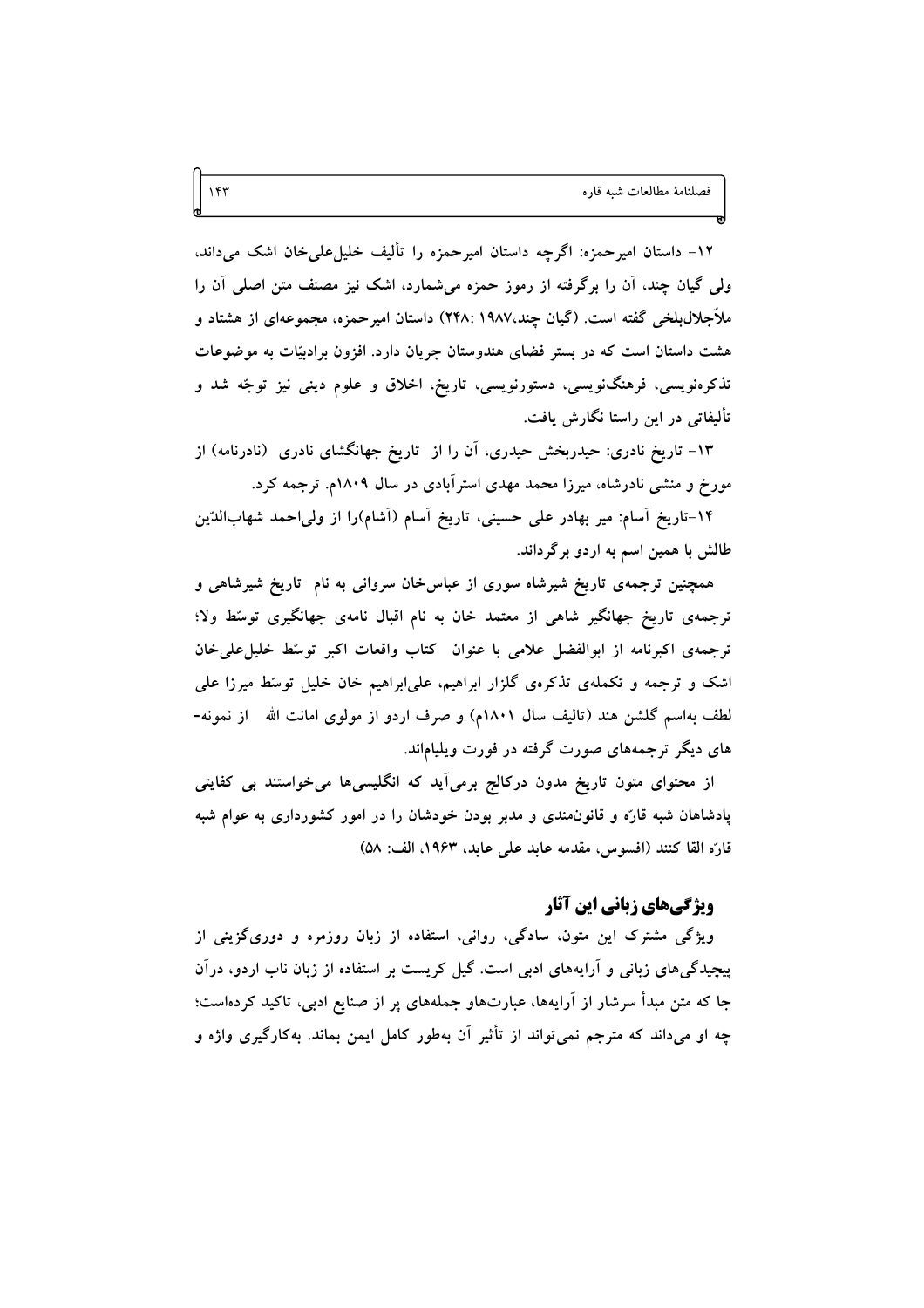۱۲- داستان امیرحمزه: اگرچه داستان امیرحمزه را تألیف خلیل‌علی‌خان اشک می‌داند، ولی گیان چند، آن را برگرفته از رموز حمزه می‌شمارد، اشک نیز مصنف متن اصلی آن را ملاّجلال‌بلخی گفته است. (گیان چند،۱۹۸۷ :۲۴۸) داستان امیرحمزه، مجموعه‌ای از هشتاد و هشت داستان است که در بستر فضای هندوستان جریان دارد. افزون برادبیّات به موضوعات تذکره‌نویسی، فرهنگ‌نویسی، دستورنویسی، تاریخ، اخلاق و علوم دینی نیز توجّه شد و تألیفاتی در این راستا نگارش یافت.

۱۳- تاریخ نادری: حیدربخش حیدری، آن را از تاریخ جهانگشای نادری (نادرنامه) از مورخ و منشی نادرشاه، میرزا محمد مهدی استرآبادی در سال ۱۸۰۹م. ترجمه کرد.

۱۴-تاریخ آسام: میر بهادر علی حسینی، تاریخ آسام (آشام)را از ولی‌احمد شهاب‌الدّین طالش با همین اسم به اردو برگرداند.

همچنین ترجمه‌ی تاریخ شیرشاه سوری از عباس‌خان سروانی به نام تاریخ شیرشاهی و ترجمه‌ی تاریخ جهانگیر شاهی از معتمد خان به نام اقبال نامه‌ی جهانگیری توسّط ولا؛ ترجمه‌ی اکبرنامه از ابوالفضل علامی با عنوان کتاب واقعات اکبر توسّط خلیل‌علی‌خان اشک و ترجمه و تکمله‌ی تذکره‌ی گلزار ابراهیم، علی‌ابراهیم خان خلیل توسّط میرزا علی لطف به‌اسم گلشن هند (تالیف سال ۱۸۰۱م) و صرف اردو از مولوی امانت الله از نمونه-های دیگر ترجمه‌های صورت گرفته در فورت ویلیام‌اند.

از محتوای متون تاریخ مدون درکالج برمی‌آید که انگلیسی‌ها می‌خواستند بی کفایتی پادشاهان شبه قارّه و قانون‌مندی و مدبر بودن خودشان را در امور کشورداری به عوام شبه قارّه القا کنند (افسوس، مقدمه عابد علی عابد، ۱۹۶۳، الف: ۵۸)

## ویژگی‌های زبانی این آثار

ویژگی مشترک این متون، سادگی، روانی، استفاده از زبان روزمره و دوری‌گزینی از پیچیدگی‌های زبانی و آرایه‌های ادبی است. گیل کریست بر استفاده از زبان ناب اردو، درآن جا که متن مبدأ سرشار از آرایه‌ها، عبارت‌هاو جمله‌های پر از صنایع ادبی، تاکید کرده‌است؛ چه او می‌داند که مترجم نمی‌تواند از تأثیر آن به‌طور کامل ایمن بماند. به‌کارگیری واژه و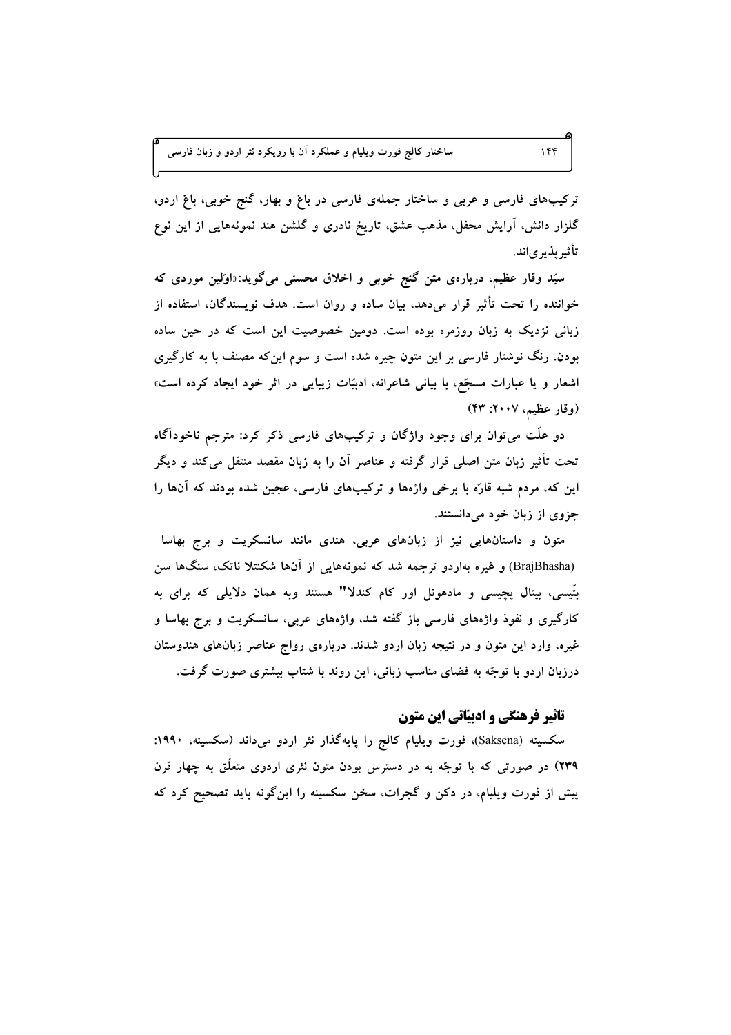ترکیب‌های فارسی و عربی و ساختار جمله‌ی فارسی در باغ و بهار، گنج خوبی، باغ اردو، گلزار دانش، آرایش محفل، مذهب عشق، تاریخ نادری و گلشن هند نمونه‌هایی از این نوع تأثیرپذیری‌اند.

سیّد وقار عظیم، درباره‌ی متن گنج خوبی و اخلاق محسنی می‌گوید: «اوّلین موردی که خواننده را تحت تأثیر قرار می‌دهد، بیان ساده و روان است. هدف نویسندگان، استفاده از زبانی نزدیک به زبان روزمره بوده است. دومین خصوصیت این است که در حین ساده بودن، رنگ نوشتار فارسی بر این متون چیره شده است و سوم این‌که مصنف با به کارگیری اشعار و یا عبارات مسجّع، با بیانی شاعرانه، ادبیّات زیبایی در اثر خود ایجاد کرده است» (وقار عظیم، ۲۰۰۷: ۴۳)

دو علّت می‌توان برای وجود واژگان و ترکیب‌های فارسی ذکر کرد: مترجم ناخودآگاه تحت تأثیر زبان متن اصلی قرار گرفته و عناصر آن را به زبان مقصد منتقل می‌کند و دیگر این که، مردم شبه قارّه با برخی واژه‌ها و ترکیب‌های فارسی، عجین شده بودند که آن‌ها را جزوی از زبان خود می‌دانستند.

متون و داستان‌هایی نیز از زبان‌های عربی، هندی مانند سانسکریت و برج بهاسا (BrajBhasha) و غیره به‌اردو ترجمه شد که نمونه‌هایی از آن‌ها شکنتلا ناتک، سنگ‌ها سن بتّیسی، بیتال پچیسی و مادهونل اور کام کندلا" هستند وبه همان دلایلی که برای به کارگیری و نفوذ واژه‌های فارسی باز گفته شد، واژه‌های عربی، سانسکریت و برج بهاسا و غیره، وارد این متون و در نتیجه زبان اردو شدند. درباره‌ی رواج عناصر زبان‌های هندوستان درزبان اردو با توجّه به فضای مناسب زبانی، این روند با شتاب بیشتری صورت گرفت.

## تاثیر فرهنگی و ادبیّاتی این متون

سکسینه (Saksena)، فورت ویلیام کالج را پایه‌گذار نثر اردو می‌داند (سکسینه، ۱۹۹۰: ۲۳۹) در صورتی که با توجّه به در دسترس بودن متون نثری اردوی متعلّق به چهار قرن پیش از فورت ویلیام، در دکن و گجرات، سخن سکسینه را این‌گونه باید تصحیح کرد که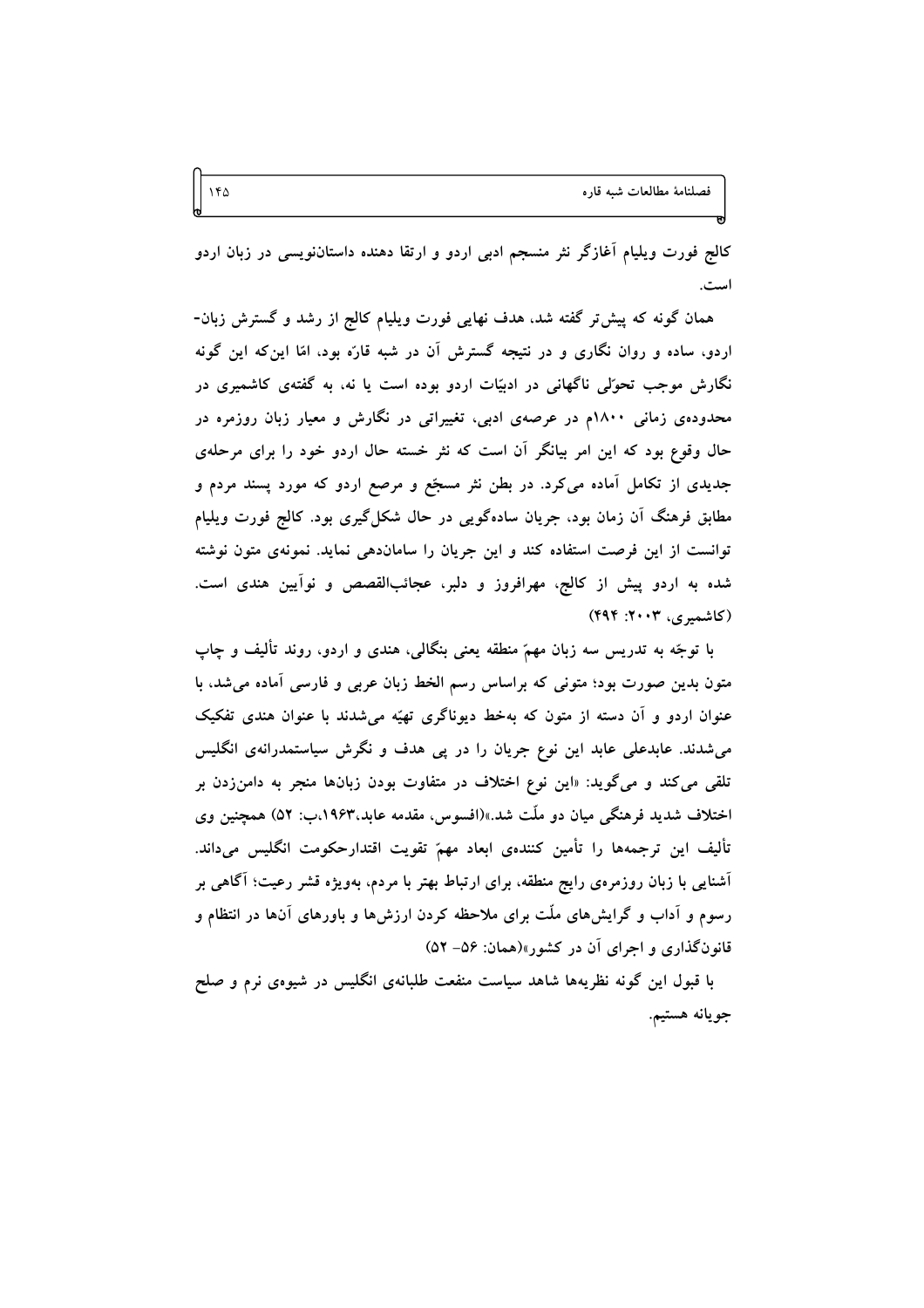کالج فورت ویلیام آغازگر نثر منسجم ادبی اردو و ارتقا دهنده داستان‌نویسی در زبان اردو است.

همان گونه که پیش‌تر گفته شد، هدف نهایی فورت ویلیام کالج از رشد و گسترش زبان-اردو، ساده و روان نگاری و در نتیجه گسترش آن در شبه قارّه بود، امّا این‌که این گونه نگارش موجب تحوّلی ناگهانی در ادبیّات اردو بوده است یا نه، به گفته‌ی کاشمیری در محدوده‌ی زمانی ۱۸۰۰م در عرصه‌ی ادبی، تغییراتی در نگارش و معیار زبان روزمره در حال وقوع بود که این امر بیانگر آن است که نثر خسته حال اردو خود را برای مرحله‌ی جدیدی از تکامل آماده می‌کرد. در بطن نثر مسجّع و مرصع اردو که مورد پسند مردم و مطابق فرهنگ آن زمان بود، جریان ساده‌گویی در حال شکل‌گیری بود. کالج فورت ویلیام توانست از این فرصت استفاده کند و این جریان را سامان‌دهی نماید. نمونه‌ی متون نوشته شده به اردو پیش از کالج، مهرافروز و دلبر، عجائب‌القصص و نوآیین هندی است. (کاشمیری، ۲۰۰۳: ۴۹۴)

با توجّه به تدریس سه زبان مهمّ منطقه یعنی بنگالی، هندی و اردو، روند تألیف و چاپ متون بدین صورت بود؛ متونی که براساس رسم الخط زبان عربی و فارسی آماده می‌شد، با عنوان اردو و آن دسته از متون که به‌خط دیوناگری تهیّه می‌شدند با عنوان هندی تفکیک می‌شدند. عابدعلی عابد این نوع جریان را در پی هدف و نگرش سیاستمدرانه‌ی انگلیس تلقی می‌کند و می‌گوید: «این نوع اختلاف در متفاوت بودن زبان‌ها منجر به دامن‌زدن بر اختلاف شدید فرهنگی میان دو ملّت شد.»(افسوس، مقدمه عابد،۱۹۶۳،ب: ۵۲) همچنین وی تألیف این ترجمه‌ها را تأمین کننده‌ی ابعاد مهمّ تقویت اقتدارحکومت انگلیس می‌داند. آشنایی با زبان روزمره‌ی رایج منطقه، برای ارتباط بهتر با مردم، به‌ویژه قشر رعیت؛ آگاهی بر رسوم و آداب و گرایش‌های ملّت برای ملاحظه کردن ارزش‌ها و باورهای آن‌ها در انتظام و قانون‌گذاری و اجرای آن در کشور»(همان: ۵۶- ۵۲)

با قبول این گونه نظریه‌ها شاهد سیاست منفعت طلبانه‌ی انگلیس در شیوه‌ی نرم و صلح جویانه هستیم.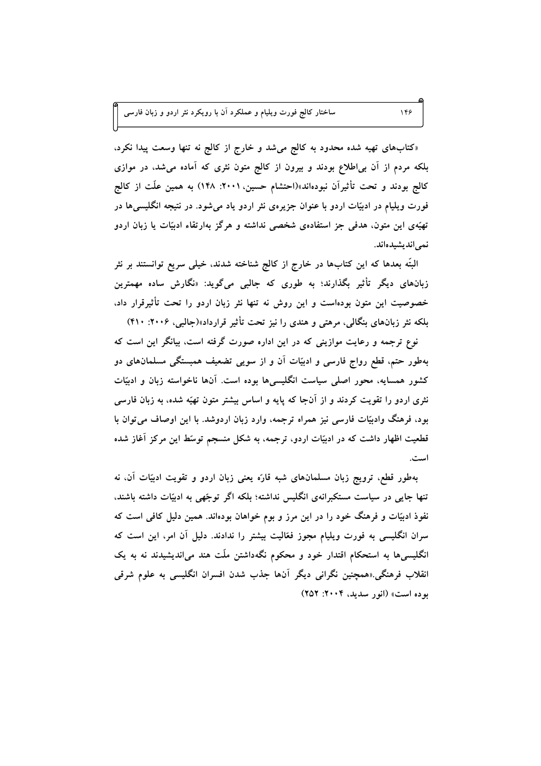«کتاب‌های تهیه شده محدود به کالج می‌شد و خارج از کالج نه تنها وسعت پیدا نکرد، بلکه مردم از آن بی‌اطلاع بودند و بیرون از کالج متون نثری که آماده می‌شد، در موازی کالج بودند و تحت تأثیرآن نبوده‌اند»(احتشام حسین، ۲۰۰۱: ۱۴۸) به همین علّت از کالج فورت ویلیام در ادبیّات اردو با عنوان جزیره‌ی نثر اردو یاد می‌شود. در نتیجه انگلیسی‌ها در تهیّه‌ی این متون، هدفی جز استفاده‌ی شخصی نداشته و هرگز به‌ارتقاء ادبیّات یا زبان اردو نمی‌اندیشیده‌اند.

البتّه بعدها که این کتاب‌ها در خارج از کالج شناخته شدند، خیلی سریع توانستند بر نثر زبان‌های دیگر تأثیر بگذارند؛ به طوری که جالبی می‌گوید: «نگارش ساده مهمترین خصوصیت این متون بوده‌است و این روش نه تنها نثر زبان اردو را تحت تأثیرقرار داد، بلکه نثر زبان‌های بنگالی، مرهتی و هندی را نیز تحت تأثیر قرارداد»(جالبی، ۲۰۰۶: ۴۱۰)

نوع ترجمه و رعایت موازینی که در این اداره صورت گرفته است، بیانگر این است که به‌طور حتم، قطع رواج فارسی و ادبیّات آن و از سویی تضعیف همبستگی مسلمان‌های دو کشور همسایه، محور اصلی سیاست انگلیسی‌ها بوده است. آن‌ها ناخواسته زبان و ادبیّات نثری اردو را تقویت کردند و از آن‌جا که پایه و اساس بیشتر متون تهیّه شده، به زبان فارسی بود، فرهنگ وادبیّات فارسی نیز همراه ترجمه، وارد زبان اردوشد. با این اوصاف می‌توان با قطعیت اظهار داشت که در ادبیّات اردو، ترجمه، به شکل منسجم توسّط این مرکز آغاز شده است.

به‌طور قطع، ترویج زبان مسلمان‌های شبه قارّه یعنی زبان اردو و تقویت ادبیّات آن، نه تنها جایی در سیاست مستکبرانه‌ی انگلیس نداشته؛ بلکه اگر توجّهی به ادبیّات داشته باشند، نفوذ ادبیّات و فرهنگ خود را در این مرز و بوم خواهان بوده‌اند. همین دلیل کافی است که سران انگلیسی به فورت ویلیام مجوز فعّالیت بیشتر را ندادند. دلیل آن امر، این است که انگلیسی‌ها به استحکام اقتدار خود و محکوم نگه‌داشتن ملّت هند می‌اندیشیدند نه به یک انقلاب فرهنگی.«همچنین نگرانی دیگر آن‌ها جذب شدن افسران انگلیسی به علوم شرقی بوده است» (انور سدید، ۲۰۰۴: ۲۵۲)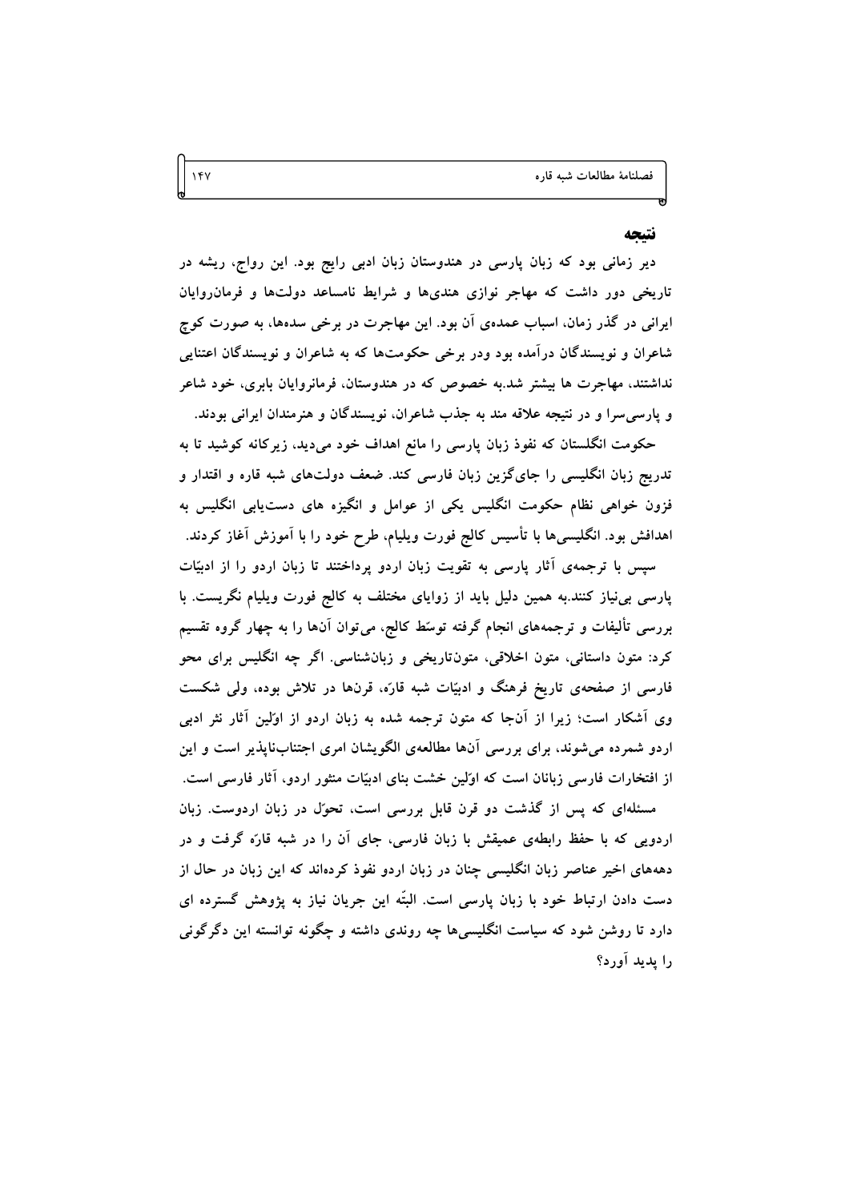## نتیجه

دیر زمانی بود که زبان پارسی در هندوستان زبان ادبی رایج بود. این رواج، ریشه در تاریخی دور داشت که مهاجر نوازی هندی‌ها و شرایط نامساعد دولت‌ها و فرمان‌روایان ایرانی در گذر زمان، اسباب عمده‌ی آن بود. این مهاجرت در برخی سده‌ها، به صورت کوچ شاعران و نویسندگان درآمده بود ودر برخی حکومت‌ها که به شاعران و نویسندگان اعتنایی نداشتند، مهاجرت ها بیشتر شد.به خصوص که در هندوستان، فرمانروایان بابری، خود شاعر و پارسی‌سرا و در نتیجه علاقه مند به جذب شاعران، نویسندگان و هنرمندان ایرانی بودند.

حکومت انگلستان که نفوذ زبان پارسی را مانع اهداف خود می‌دید، زیرکانه کوشید تا به تدریج زبان انگلیسی را جای‌گزین زبان فارسی کند. ضعف دولت‌های شبه قاره و اقتدار و فزون خواهی نظام حکومت انگلیس یکی از عوامل و انگیزه های دست‌یابی انگلیس به اهدافش بود. انگلیسی‌ها با تأسیس کالج فورت ویلیام، طرح خود را با آموزش آغاز کردند.

سپس با ترجمه‌ی آثار پارسی به تقویت زبان اردو پرداختند تا زبان اردو را از ادبیّات پارسی بی‌نیاز کنند.به همین دلیل باید از زوایای مختلف به کالج فورت ویلیام نگریست. با بررسی تألیفات و ترجمه‌های انجام گرفته توسّط کالج، می‌توان آن‌ها را به چهار گروه تقسیم کرد: متون داستانی، متون اخلاقی، متون‌تاریخی و زبان‌شناسی. اگر چه انگلیس برای محو فارسی از صفحه‌ی تاریخ فرهنگ و ادبیّات شبه قارّه، قرن‌ها در تلاش بوده، ولی شکست وی آشکار است؛ زیرا از آن‌جا که متون ترجمه شده به زبان اردو از اوّلین آثار نثر ادبی اردو شمرده می‌شوند، برای بررسی آن‌ها مطالعه‌ی الگویشان امری اجتناب‌ناپذیر است و این از افتخارات فارسی زبانان است که اوّلین خشت بنای ادبیّات منثور اردو، آثار فارسی است.

مسئله‌ای که پس از گذشت دو قرن قابل بررسی است، تحوّل در زبان اردوست. زبان اردویی که با حفظ رابطه‌ی عمیقش با زبان فارسی، جای آن را در شبه قارّه گرفت و در دهه‌های اخیر عناصر زبان انگلیسی چنان در زبان اردو نفوذ کرده‌اند که این زبان در حال از دست دادن ارتباط خود با زبان پارسی است. البتّه این جریان نیاز به پژوهش گسترده ای دارد تا روشن شود که سیاست انگلیسی‌ها چه روندی داشته و چگونه توانسته این دگرگونی را پدید آورد؟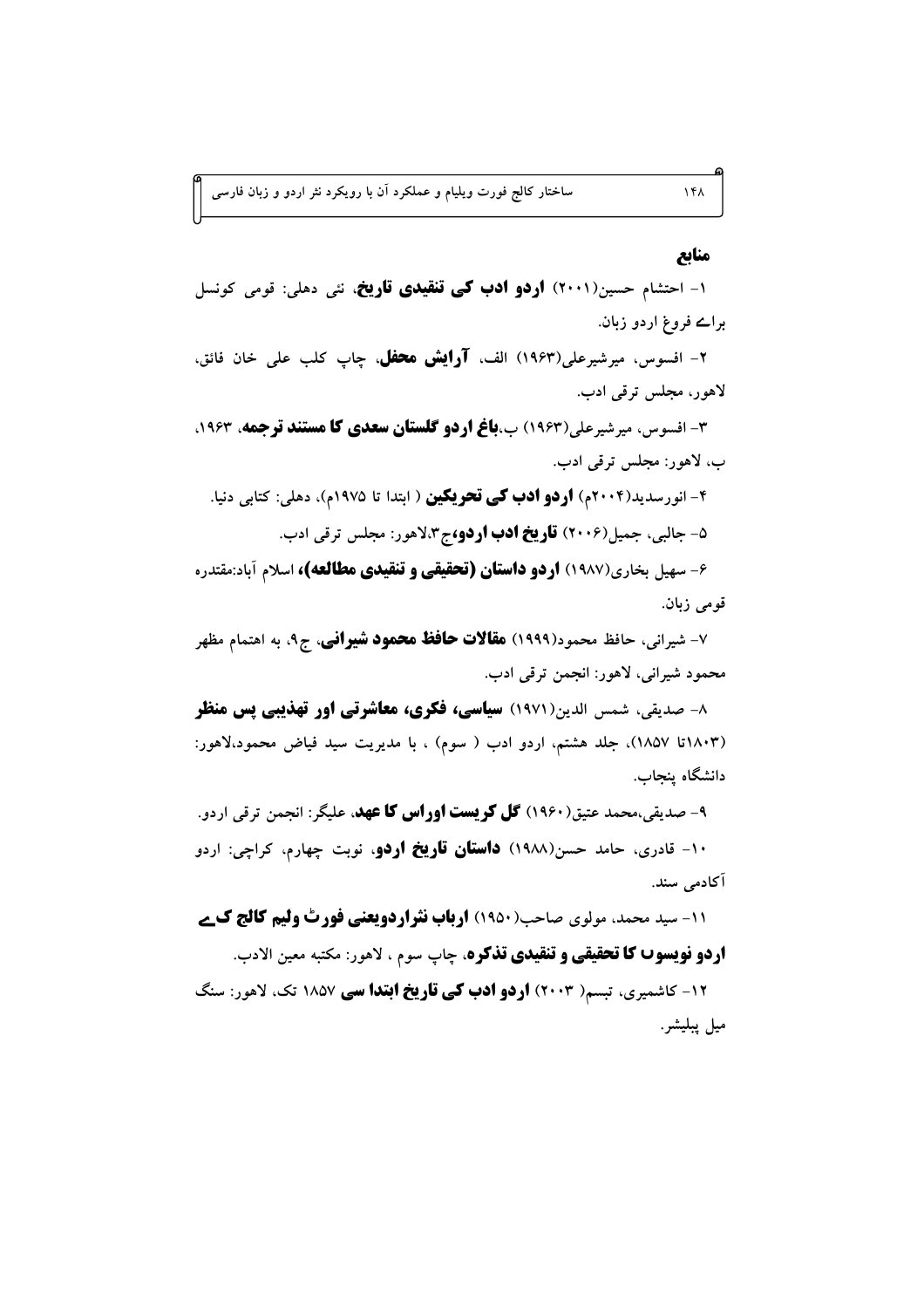## منابع

۱- احتشام حسین(۲۰۰۱) **اردو ادب کی تنقیدی تاریخ**، نئی دهلی: قومی کونسل برائے فروغ اردو زبان.

۲- افسوس، میرشیرعلی(۱۹۶۳) الف، **آرایش محفل**، چاپ کلب علی خان فائق، لاهور، مجلس ترقی ادب.

۳- افسوس، میرشیرعلی(۱۹۶۳) ب،**باغ اردو گلستان سعدی کا مستند ترجمه**، ۱۹۶۳، ب، لاهور: مجلس ترقی ادب.

۴- انورسدید(۲۰۰۴م) **اردو ادب کی تحریکین** ( ابتدا تا ۱۹۷۵م)، دهلی: کتابی دنیا.

۵- جالبی، جمیل(۲۰۰۶) **تاریخ ادب اردو**،ج۳،لاهور: مجلس ترقی ادب.

۶- سهیل بخاری(۱۹۸۷) **اردو داستان (تحقیقی و تنقیدی مطالعه)**، اسلام آباد:مقتدره قومی زبان.

۷- شیرانی، حافظ محمود(۱۹۹۹) **مقالات حافظ محمود شیرانی**، ج۹، به اهتمام مظهر محمود شیرانی، لاهور: انجمن ترقی ادب.

۸- صدیقی، شمس الدین(۱۹۷۱) **سیاسی، فکری، معاشرتی اور تهذیبی پس منظر** (۱۸۰۳تا ۱۸۵۷)، جلد هشتم، اردو ادب ( سوم) ، با مدیریت سید فیاض محمود،لاهور: دانشگاه پنجاب.

۹- صدیقی،محمد عتیق(۱۹۶۰) **گل کریست اوراس کا عهد**، علیگر: انجمن ترقی اردو.

۱۰- قادری، حامد حسن(۱۹۸۸) **داستان تاریخ اردو**، نوبت چهارم، کراچی: اردو آکادمی سند.

۱۱- سید محمد، مولوی صاحب(۱۹۵۰) **ارباب نثراردویعنی فورٹ ولیم کالج کے اردو نویسوں کا تحقیقی و تنقیدی تذکره**، چاپ سوم ، لاهور: مکتبه معین الادب.

۱۲- کاشمیری، تبسم( ۲۰۰۳) **اردو ادب کی تاریخ ابتدا سی** ۱۸۵۷ تک، لاهور: سنگ میل پبلیشر.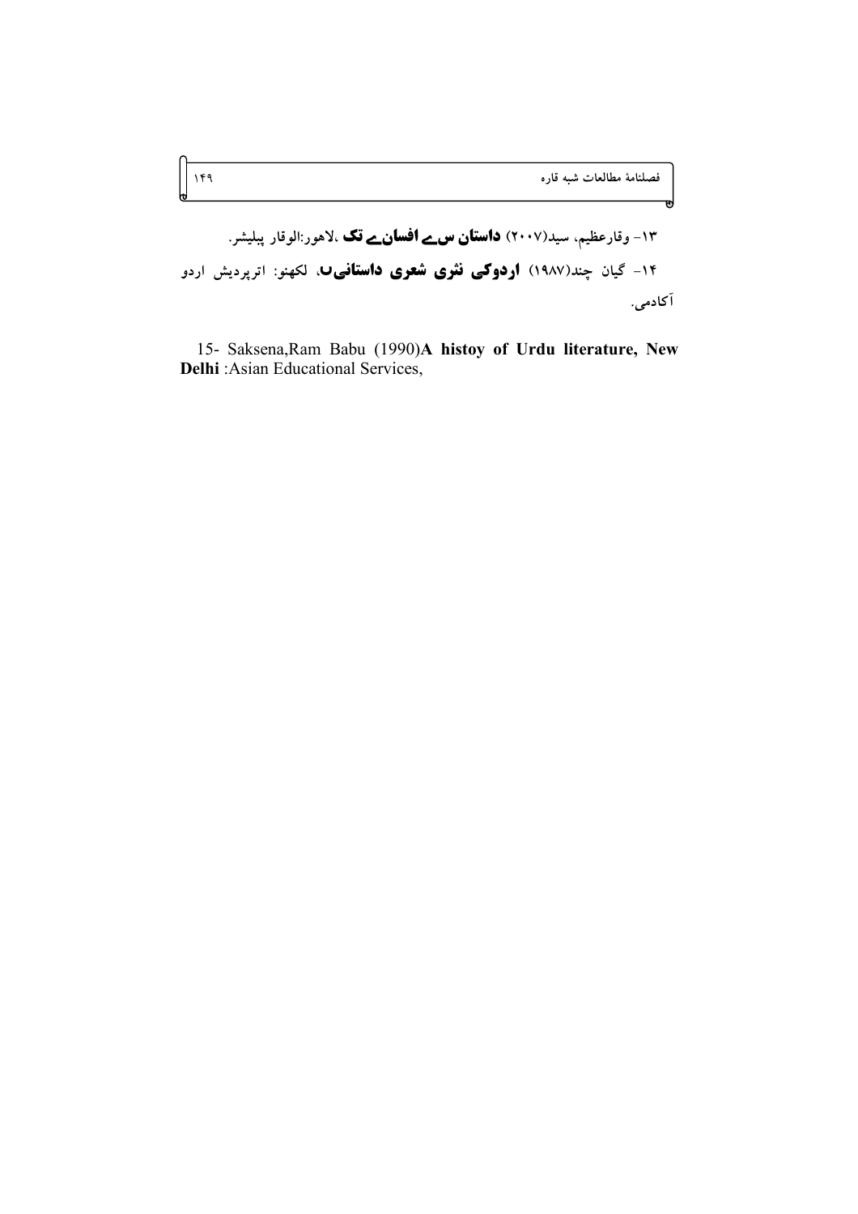۱۳- وقارعظیم، سید(۲۰۰۷) **داستان سے افسانے تک** ،لاهور:الوقار پبلیشر.

۱۴- گیان چند(۱۹۸۷) **اردوکی نثری شعری داستانیں**، لکهنو: اترپردیش اردو آکادمی.

15- Saksena,Ram Babu (1990)**A histoy of Urdu literature, New Delhi** :Asian Educational Services,